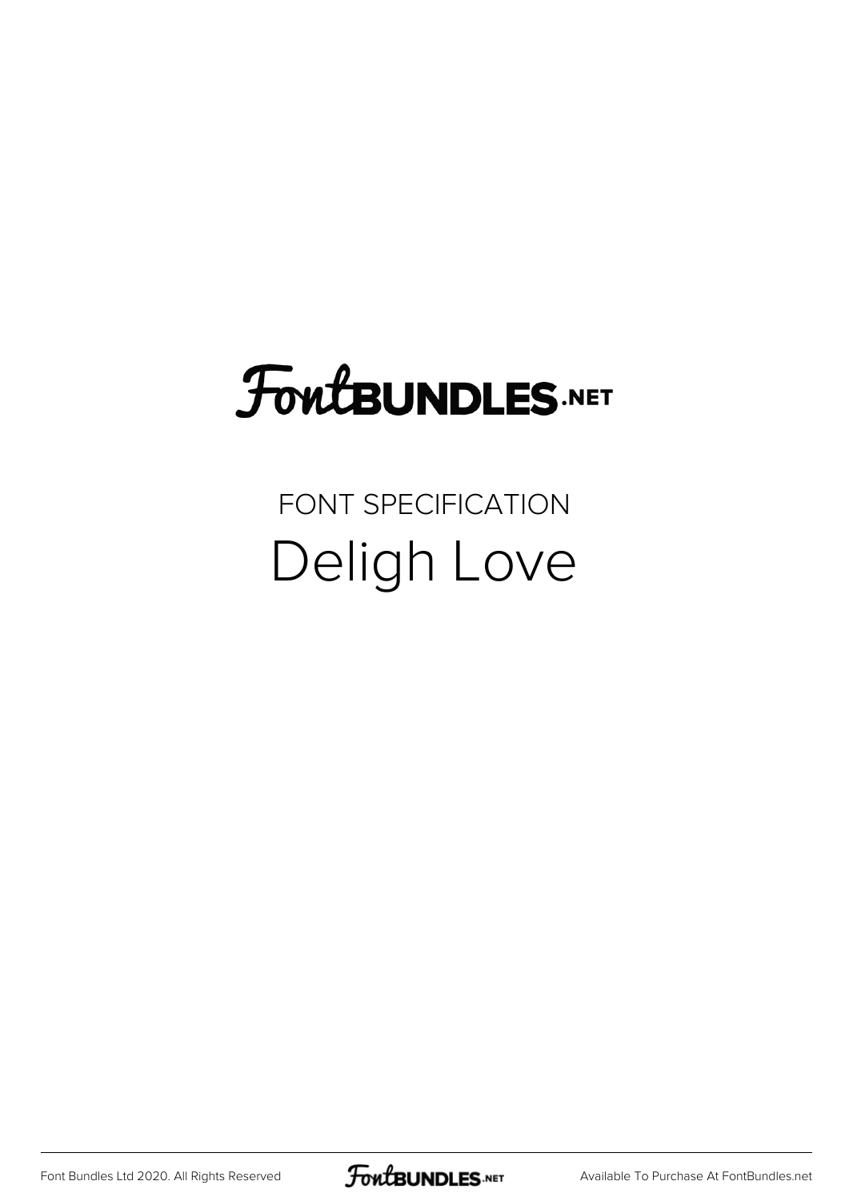# FontBUNDLES.NET

## FONT SPECIFICATION

# Deligh Love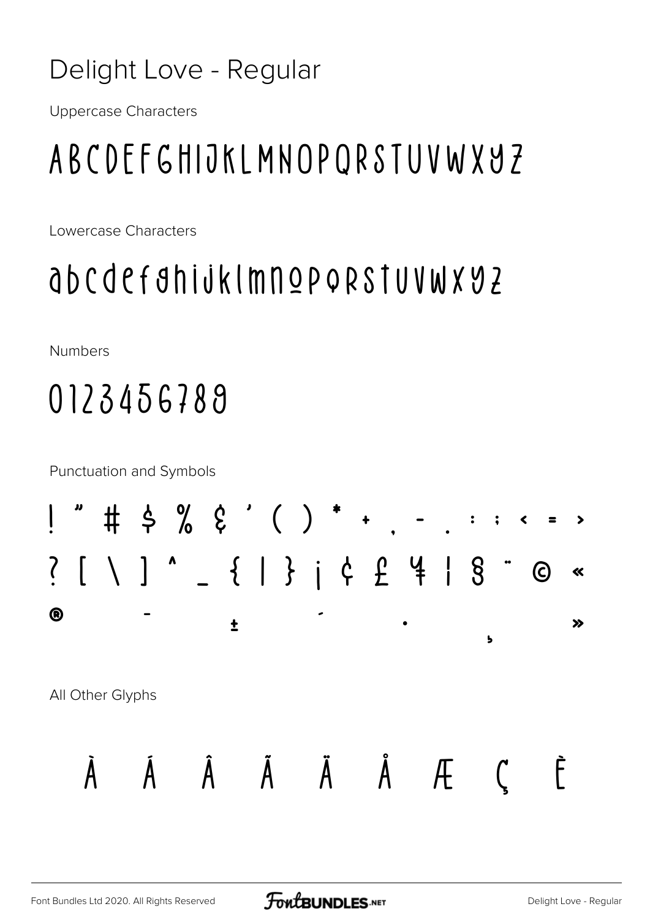# Delight Love - Regular

Uppercase Characters

ABCDEFGHIJKLMNOPQRSTUVWXYZ

Lowercase Characters

abcdefghijklmnopqrstuvwxyz

Numbers

0123456789

Punctuation and Symbols

! " # $ % & ' ( ) * + , - . : ; < = >

? [ \ ] ^ _ { | } ¡ ¢ £ ¥ ¦ § ¨ © «

® ¯ ± ´ · ¸ »

All Other Glyphs

À Á Â Ã Ä Å Æ Ç È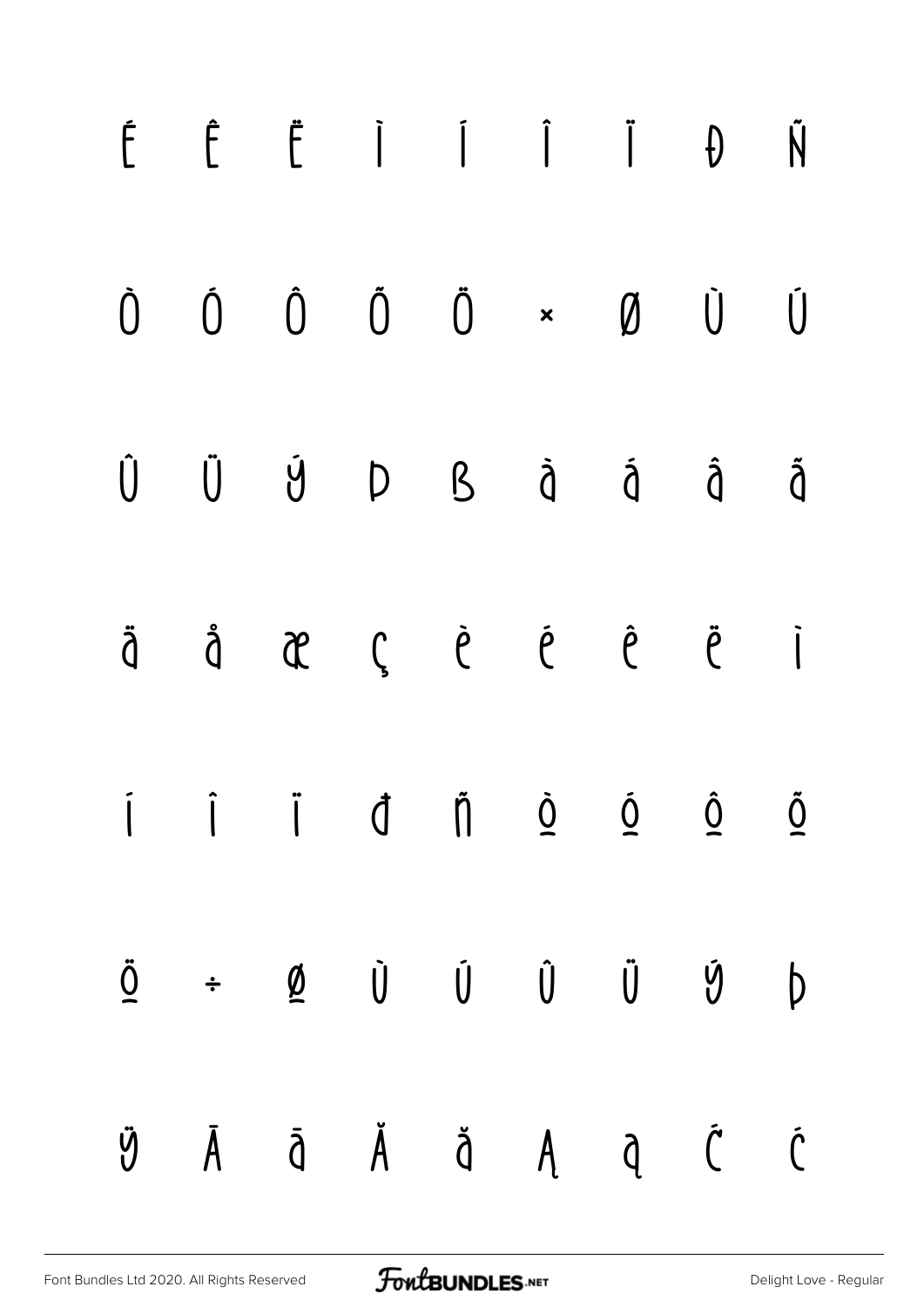É Ê Ë Ì Í Î Ï Ð Ñ

Ò Ó Ô Õ Ö × Ø Ù Ú

Û Ü Ý Þ ß à á â ã

ä å æ ç è é ê ë ì

í î ï ð ñ ò ó ô õ

ö ÷ ø ù ú û ü ý þ

ÿ Ā ā Ă ă Ą ą Ć ć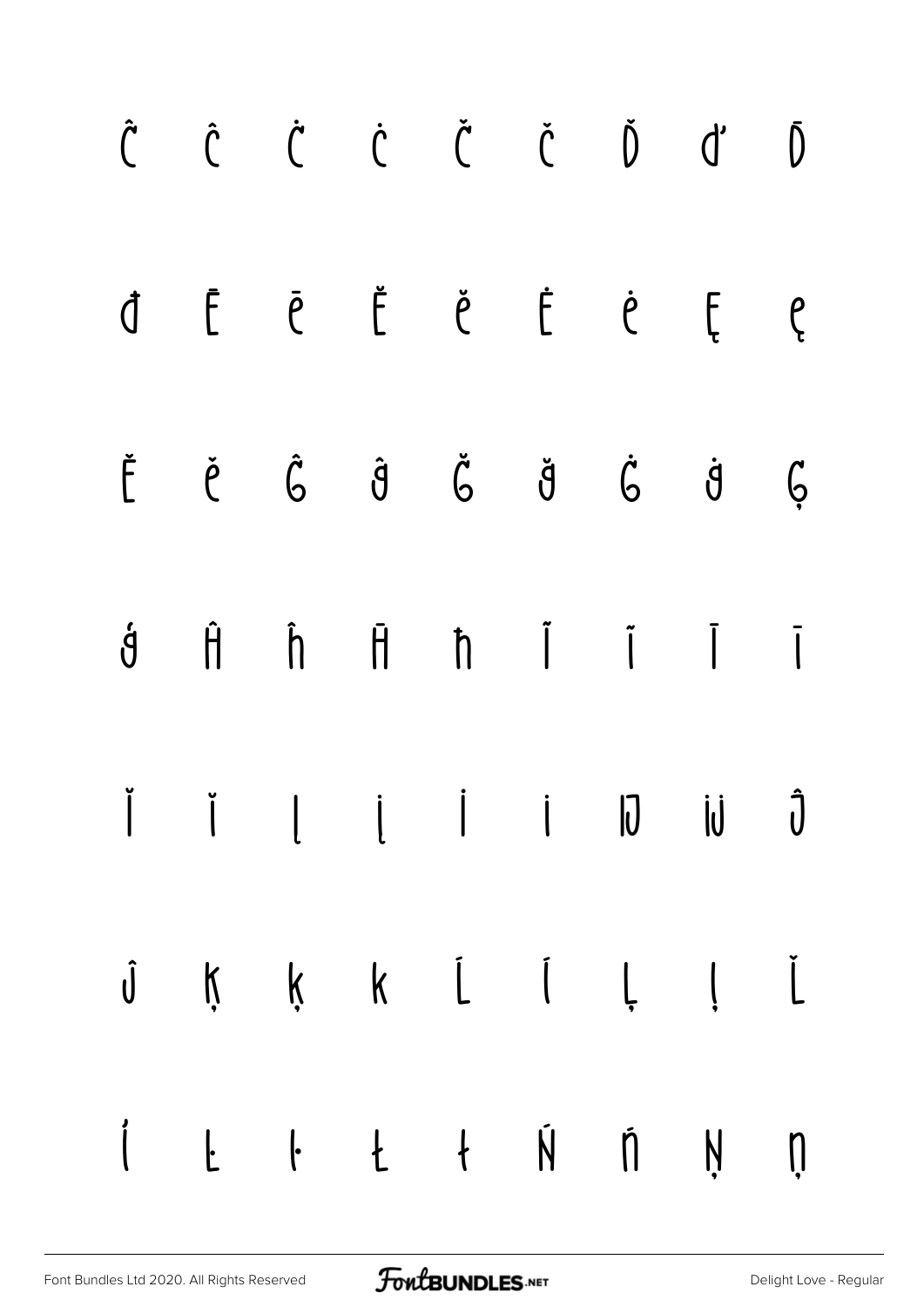Ĉ ĉ Ċ ċ Č č Ď ď Đ

đ Ē ē Ĕ ĕ Ė ė Ę ę

Ě ě Ĝ ĝ Ğ ğ Ġ ġ Ģ

ģ Ĥ ĥ Ħ ħ Ĩ ĩ Ī ī

Ĭ ĭ Į į İ ı Ĳ ĳ Ĵ

ĵ Ķ ķ ĸ Ĺ ĺ Ļ ļ Ľ

ľ Ŀ ŀ Ł ł Ń ń Ņ ņ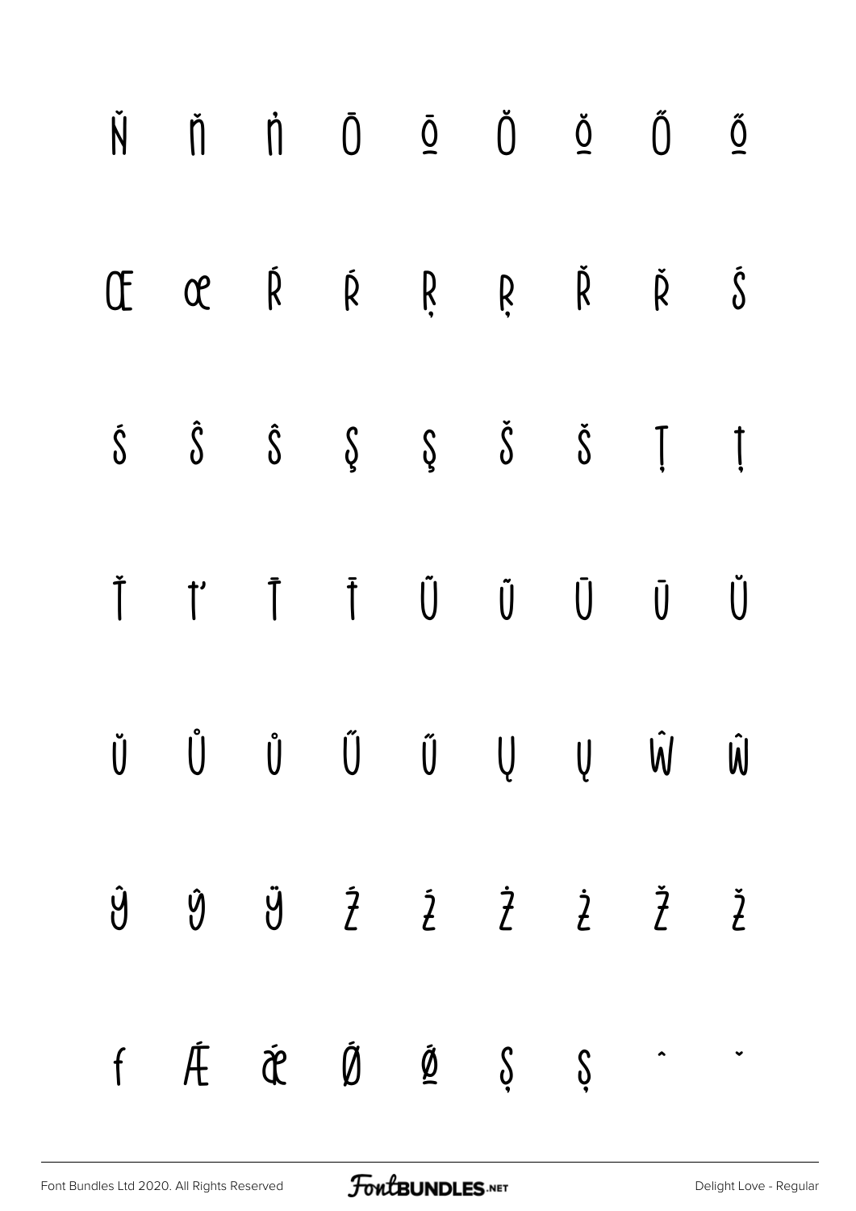Ň ň ŉ Ō ō Ŏ ŏ Ő ő

Œ œ Ŕ ŕ Ŗ ŗ Ř ř Ś

ś Ŝ ŝ Ş ş Š š Ţ ţ

Ť ť Ŧ ŧ Ũ ũ Ū ū Ŭ

ŭ Ů ů Ű ű Ų ų Ŵ ŵ

Ŷ ŷ Ÿ Ź ź Ż ż Ž ž

ƒ Ǽ ǽ Ǿ ǿ Ș ș ˆ ˇ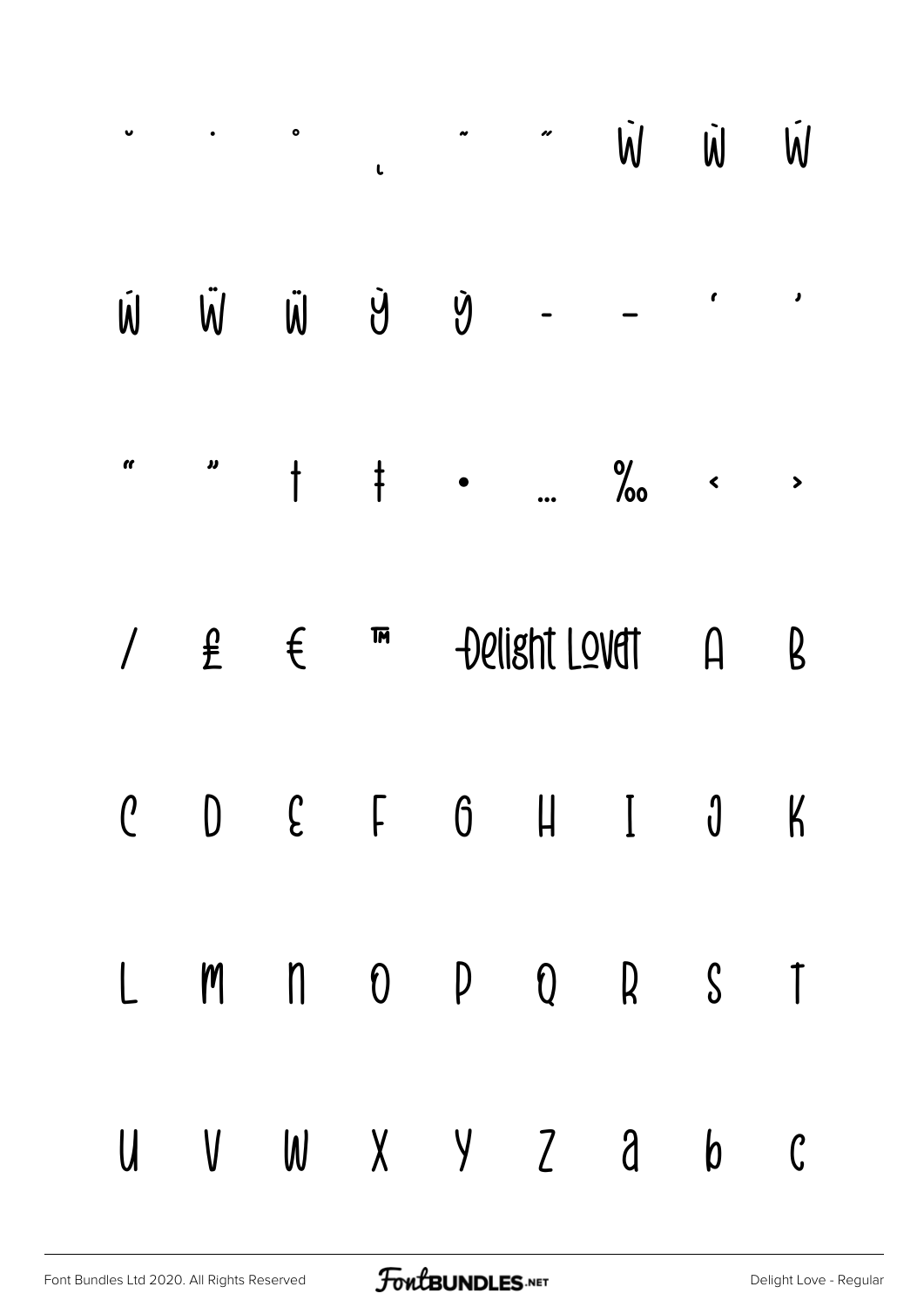˘ ˙ ˚ ˛ ˜ ˝ Ẁ ẁ Ẃ

ẃ Ẅ ẅ Ỳ ỳ – — ' '

" " † ‡ • … ‰ ‹ ›

/ ₤ € ™ Delight Love A B

C D E F G H I J K

L M N O P Q R S T

U V W X Y Z a b c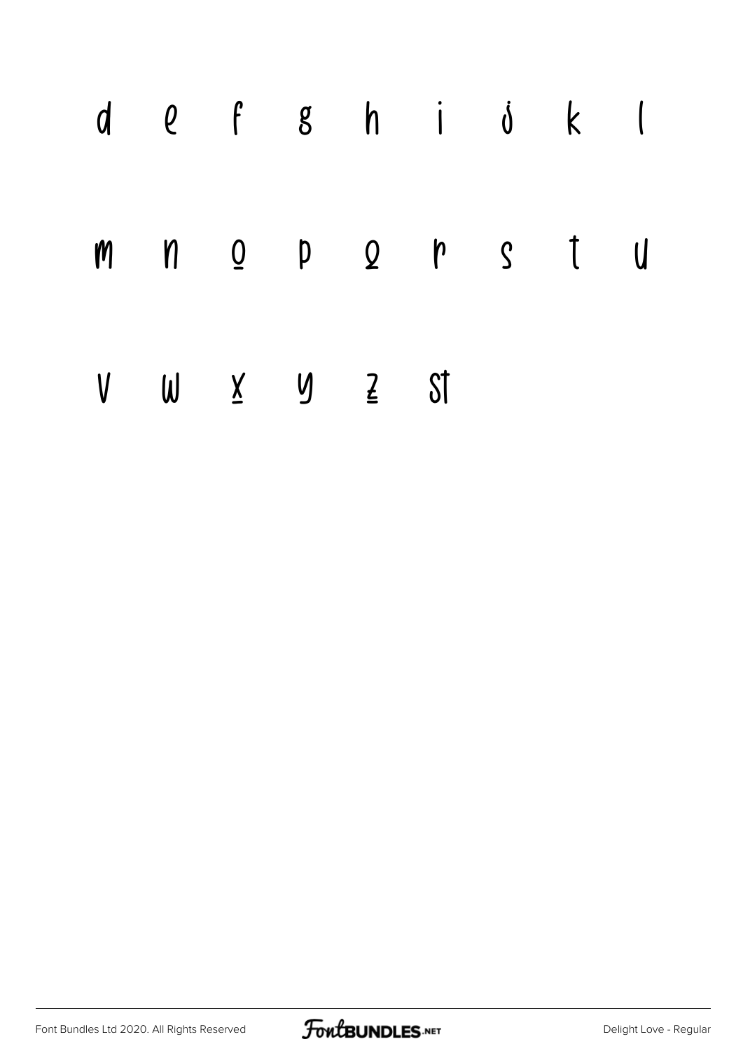d e f g h i j k l

m n o p q r s t u

v w x y z st